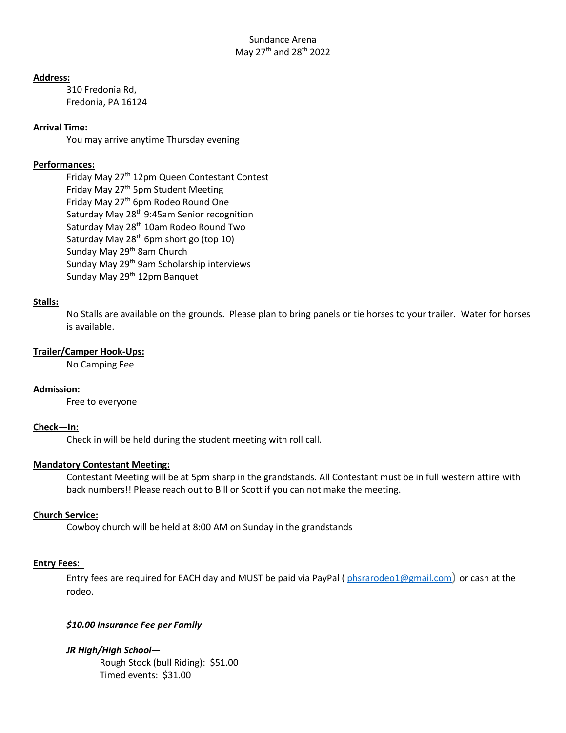Sundance Arena
May 27th and 28th 2022

**Address:**

310 Fredonia Rd,
Fredonia, PA 16124

**Arrival Time:**

You may arrive anytime Thursday evening

**Performances:**

Friday May 27th 12pm Queen Contestant Contest
Friday May 27th 5pm Student Meeting
Friday May 27th 6pm Rodeo Round One
Saturday May 28th 9:45am Senior recognition
Saturday May 28th 10am Rodeo Round Two
Saturday May 28th 6pm short go (top 10)
Sunday May 29th 8am Church
Sunday May 29th 9am Scholarship interviews
Sunday May 29th 12pm Banquet

**Stalls:**

No Stalls are available on the grounds. Please plan to bring panels or tie horses to your trailer. Water for horses is available.

**Trailer/Camper Hook-Ups:**

No Camping Fee

**Admission:**

Free to everyone

**Check—In:**

Check in will be held during the student meeting with roll call.

**Mandatory Contestant Meeting:**

Contestant Meeting will be at 5pm sharp in the grandstands. All Contestant must be in full western attire with back numbers!! Please reach out to Bill or Scott if you can not make the meeting.

**Church Service:**

Cowboy church will be held at 8:00 AM on Sunday in the grandstands

**Entry Fees:**

Entry fees are required for EACH day and MUST be paid via PayPal ( phsrarodeo1@gmail.com) or cash at the rodeo.

***$10.00 Insurance Fee per Family***

***JR High/High School—***

Rough Stock (bull Riding): $51.00
Timed events: $31.00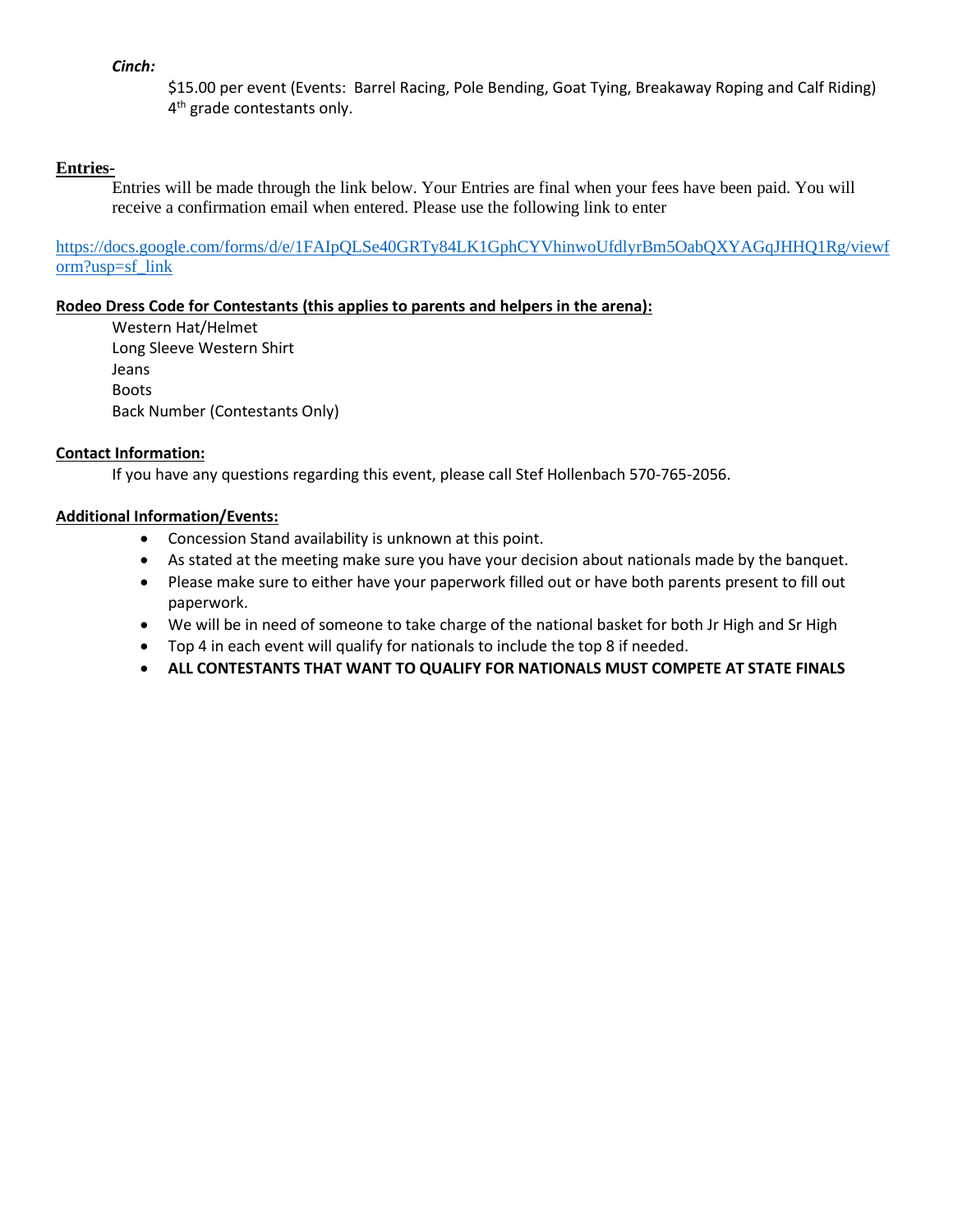***Cinch:***

$15.00 per event (Events: Barrel Racing, Pole Bending, Goat Tying, Breakaway Roping and Calf Riding) 4th grade contestants only.

**Entries-**

Entries will be made through the link below. Your Entries are final when your fees have been paid. You will receive a confirmation email when entered. Please use the following link to enter

https://docs.google.com/forms/d/e/1FAIpQLSe40GRTy84LK1GphCYVhinwoUfdlyrBm5OabQXYAGqJHHQ1Rg/viewform?usp=sf_link

**Rodeo Dress Code for Contestants (this applies to parents and helpers in the arena):**

Western Hat/Helmet
Long Sleeve Western Shirt
Jeans
Boots
Back Number (Contestants Only)

**Contact Information:**

If you have any questions regarding this event, please call Stef Hollenbach 570-765-2056.

**Additional Information/Events:**

- Concession Stand availability is unknown at this point.
- As stated at the meeting make sure you have your decision about nationals made by the banquet.
- Please make sure to either have your paperwork filled out or have both parents present to fill out paperwork.
- We will be in need of someone to take charge of the national basket for both Jr High and Sr High
- Top 4 in each event will qualify for nationals to include the top 8 if needed.
- **ALL CONTESTANTS THAT WANT TO QUALIFY FOR NATIONALS MUST COMPETE AT STATE FINALS**